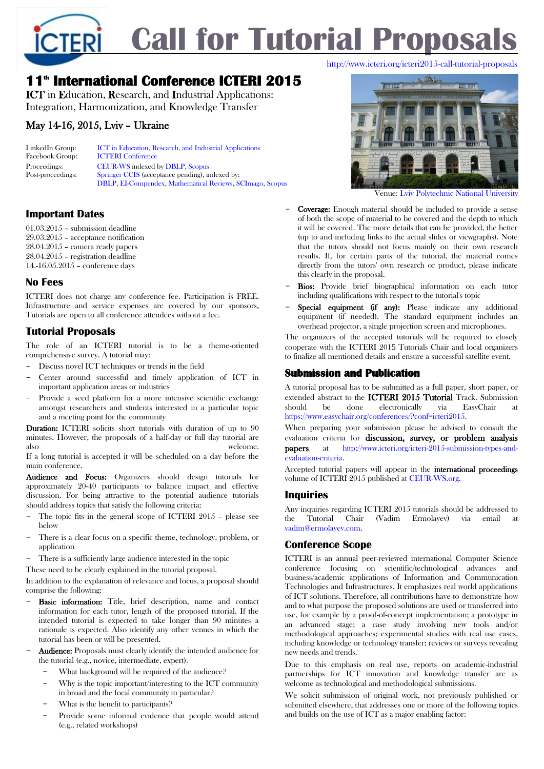# Call for Tutorial Proposals

http://www.icteri.org/icteri2015-call-tutorial-proposals

## 11th International Conference ICTERI 2015

**ICT** in **E**ducation, **R**esearch, and **I**ndustrial Applications: Integration, Harmonization, and Knowledge Transfer

**May 14-16, 2015, Lviv – Ukraine**

LinkedIn Group: ICT in Education, Research, and Industrial Applications
Facebook Group: ICTERI Conference
Proceedings: CEUR-WS indexed by DBLP, Scopus
Post-proceedings: Springer CCIS (acceptance pending), indexed by: DBLP, EI-Compendex, Mathematical Reviews, SCImago, Scopus

Venue: Lviv Polytechnic National University

### Important Dates

01.03.2015 – submission deadline
29.03.2015 – acceptance notification
28.04.2015 – camera ready papers
28.04.2015 – registration deadline
14.-16.05.2015 – conference days

### No Fees

ICTERI does not charge any conference fee. Participation is FREE. Infrastructure and service expenses are covered by our sponsors. Tutorials are open to all conference attendees without a fee.

### Tutorial Proposals

The role of an ICTERI tutorial is to be a theme-oriented comprehensive survey. A tutorial may:

- Discuss novel ICT techniques or trends in the field
- Center around successful and timely application of ICT in important application areas or industries
- Provide a seed platform for a more intensive scientific exchange amongst researchers and students interested in a particular topic and a meeting point for the community

**Duration:** ICTERI solicits short tutorials with duration of up to 90 minutes. However, the proposals of a half-day or full day tutorial are also welcome.
If a long tutorial is accepted it will be scheduled on a day before the main conference.

**Audience and Focus:** Organizers should design tutorials for approximately 20-40 participants to balance impact and effective discussion. For being attractive to the potential audience tutorials should address topics that satisfy the following criteria:

- The topic fits in the general scope of ICTERI 2015 – please see below
- There is a clear focus on a specific theme, technology, problem, or application
- There is a sufficiently large audience interested in the topic

These need to be clearly explained in the tutorial proposal.

In addition to the explanation of relevance and focus, a proposal should comprise the following:

- **Basic information:** Title, brief description, name and contact information for each tutor, length of the proposed tutorial. If the intended tutorial is expected to take longer than 90 minutes a rationale is expected. Also identify any other venues in which the tutorial has been or will be presented.
- **Audience:** Proposals must clearly identify the intended audience for the tutorial (e.g., novice, intermediate, expert).
  - What background will be required of the audience?
  - Why is the topic important/interesting to the ICT community in broad and the focal community in particular?
  - What is the benefit to participants?
  - Provide some informal evidence that people would attend (e.g., related workshops)
- **Coverage:** Enough material should be included to provide a sense of both the scope of material to be covered and the depth to which it will be covered. The more details that can be provided, the better (up to and including links to the actual slides or viewgraphs). Note that the tutors should not focus mainly on their own research results. If, for certain parts of the tutorial, the material comes directly from the tutors' own research or product, please indicate this clearly in the proposal.
- **Bios:** Provide brief biographical information on each tutor including qualifications with respect to the tutorial's topic
- **Special equipment (if any):** Please indicate any additional equipment (if needed). The standard equipment includes an overhead projector, a single projection screen and microphones.

The organizers of the accepted tutorials will be required to closely cooperate with the ICTERI 2015 Tutorials Chair and local organizers to finalize all mentioned details and ensure a successful satellite event.

### Submission and Publication

A tutorial proposal has to be submitted as a full paper, short paper, or extended abstract to the **ICTERI 2015 Tutorial** Track. Submission should be done electronically via EasyChair at https://www.easychair.org/conferences/?conf=icteri2015.

When preparing your submission please be advised to consult the evaluation criteria for **discussion, survey, or problem analysis papers** at http://www.icteri.org/icteri-2015-submission-types-and-evaluation-criteria.

Accepted tutorial papers will appear in the **international proceedings** volume of ICTERI 2015 published at CEUR-WS.org.

### Inquiries

Any inquiries regarding ICTERI 2015 tutorials should be addressed to the Tutorial Chair (Vadim Ermolayev) via email at vadim@ermolayev.com.

### Conference Scope

ICTERI is an annual peer-reviewed international Computer Science conference focusing on scientific/technological advances and business/academic applications of Information and Communication Technologies and Infrastructures. It emphasizes real world applications of ICT solutions. Therefore, all contributions have to demonstrate how and to what purpose the proposed solutions are used or transferred into use, for example by a proof-of-concept implementation; a prototype in an advanced stage; a case study involving new tools and/or methodological approaches; experimental studies with real use cases, including knowledge or technology transfer; reviews or surveys revealing new needs and trends.

Due to this emphasis on real use, reports on academic-industrial partnerships for ICT innovation and knowledge transfer are as welcome as technological and methodological submissions.

We solicit submission of original work, not previously published or submitted elsewhere, that addresses one or more of the following topics and builds on the use of ICT as a major enabling factor: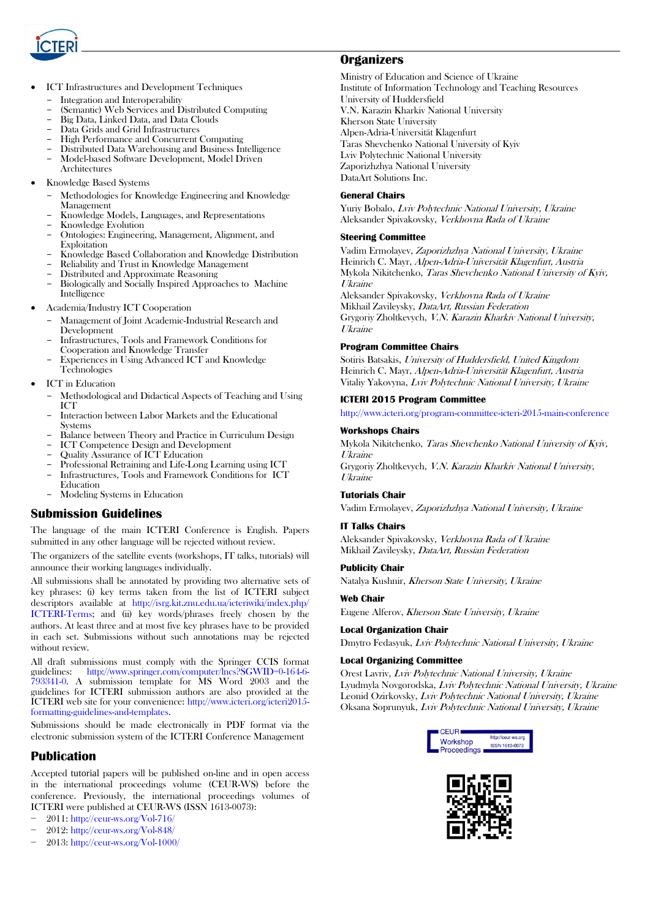- ICT Infrastructures and Development Techniques
  - Integration and Interoperability
  - (Semantic) Web Services and Distributed Computing
  - Big Data, Linked Data, and Data Clouds
  - Data Grids and Grid Infrastructures
  - High Performance and Concurrent Computing
  - Distributed Data Warehousing and Business Intelligence
  - Model-based Software Development, Model Driven Architectures
- Knowledge Based Systems
  - Methodologies for Knowledge Engineering and Knowledge Management
  - Knowledge Models, Languages, and Representations
  - Knowledge Evolution
  - Ontologies: Engineering, Management, Alignment, and Exploitation
  - Knowledge Based Collaboration and Knowledge Distribution
  - Reliability and Trust in Knowledge Management
  - Distributed and Approximate Reasoning
  - Biologically and Socially Inspired Approaches to Machine Intelligence
- Academia/Industry ICT Cooperation
  - Management of Joint Academic-Industrial Research and Development
  - Infrastructures, Tools and Framework Conditions for Cooperation and Knowledge Transfer
  - Experiences in Using Advanced ICT and Knowledge Technologies
- ICT in Education
  - Methodological and Didactical Aspects of Teaching and Using ICT
  - Interaction between Labor Markets and the Educational Systems
  - Balance between Theory and Practice in Curriculum Design
  - ICT Competence Design and Development
  - Quality Assurance of ICT Education
  - Professional Retraining and Life-Long Learning using ICT
  - Infrastructures, Tools and Framework Conditions for ICT Education
  - Modeling Systems in Education

## Submission Guidelines

The language of the main ICTERI Conference is English. Papers submitted in any other language will be rejected without review.

The organizers of the satellite events (workshops, IT talks, tutorials) will announce their working languages individually.

All submissions shall be annotated by providing two alternative sets of key phrases: (i) key terms taken from the list of ICTERI subject descriptors available at http://isrg.kit.znu.edu.ua/icteriwiki/index.php/ICTERI-Terms; and (ii) key words/phrases freely chosen by the authors. At least three and at most five key phrases have to be provided in each set. Submissions without such annotations may be rejected without review.

All draft submissions must comply with the Springer CCIS format guidelines: http://www.springer.com/computer/lncs?SGWID=0-164-6-793341-0. A submission template for MS Word 2003 and the guidelines for ICTERI submission authors are also provided at the ICTERI web site for your convenience: http://www.icteri.org/icteri2015-formatting-guidelines-and-templates.

Submissions should be made electronically in PDF format via the electronic submission system of the ICTERI Conference Management

## Publication

Accepted tutorial papers will be published on-line and in open access in the international proceedings volume (CEUR-WS) before the conference. Previously, the international proceedings volumes of ICTERI were published at CEUR-WS (ISSN 1613-0073):

- 2011: http://ceur-ws.org/Vol-716/
- 2012: http://ceur-ws.org/Vol-848/
- 2013: http://ceur-ws.org/Vol-1000/

## Organizers

Ministry of Education and Science of Ukraine
Institute of Information Technology and Teaching Resources
University of Huddersfield
V.N. Karazin Kharkiv National University
Kherson State University
Alpen-Adria-Universität Klagenfurt
Taras Shevchenko National University of Kyiv
Lviv Polytechnic National University
Zaporizhzhya National University
DataArt Solutions Inc.

### General Chairs

Yuriy Bobalo, *Lviv Polytechnic National University, Ukraine*
Aleksander Spivakovsky, *Verkhovna Rada of Ukraine*

### Steering Committee

Vadim Ermolayev, *Zaporizhzhya National University, Ukraine*
Heinrich C. Mayr, *Alpen-Adria-Universität Klagenfurt, Austria*
Mykola Nikitchenko, *Taras Shevchenko National University of Kyiv, Ukraine*
Aleksander Spivakovsky, *Verkhovna Rada of Ukraine*
Mikhail Zavileysky, *DataArt, Russian Federation*
Grygoriy Zholtkevych, *V.N. Karazin Kharkiv National University, Ukraine*

### Program Committee Chairs

Sotiris Batsakis, *University of Huddersfield, United Kingdom*
Heinrich C. Mayr, *Alpen-Adria-Universität Klagenfurt, Austria*
Vitaliy Yakovyna, *Lviv Polytechnic National University, Ukraine*

### ICTERI 2015 Program Committee

http://www.icteri.org/program-committee-icteri-2015-main-conference

### Workshops Chairs

Mykola Nikitchenko, *Taras Shevchenko National University of Kyiv, Ukraine*
Grygoriy Zholtkevych, *V.N. Karazin Kharkiv National University, Ukraine*

### Tutorials Chair

Vadim Ermolayev, *Zaporizhzhya National University, Ukraine*

### IT Talks Chairs

Aleksander Spivakovsky, *Verkhovna Rada of Ukraine*
Mikhail Zavileysky, *DataArt, Russian Federation*

### Publicity Chair

Natalya Kushnir, *Kherson State University, Ukraine*

### Web Chair

Eugene Alferov, *Kherson State University, Ukraine*

### Local Organization Chair

Dmytro Fedasyuk, *Lviv Polytechnic National University, Ukraine*

### Local Organizing Committee

Orest Lavriv, *Lviv Polytechnic National University, Ukraine*
Lyudmyla Novgorodska, *Lviv Polytechnic National University, Ukraine*
Leonid Ozirkovsky, *Lviv Polytechnic National University, Ukraine*
Oksana Soprunyuk, *Lviv Polytechnic National University, Ukraine*

CEUR Workshop Proceedings
http://ceur-ws.org
ISSN 1613-0073